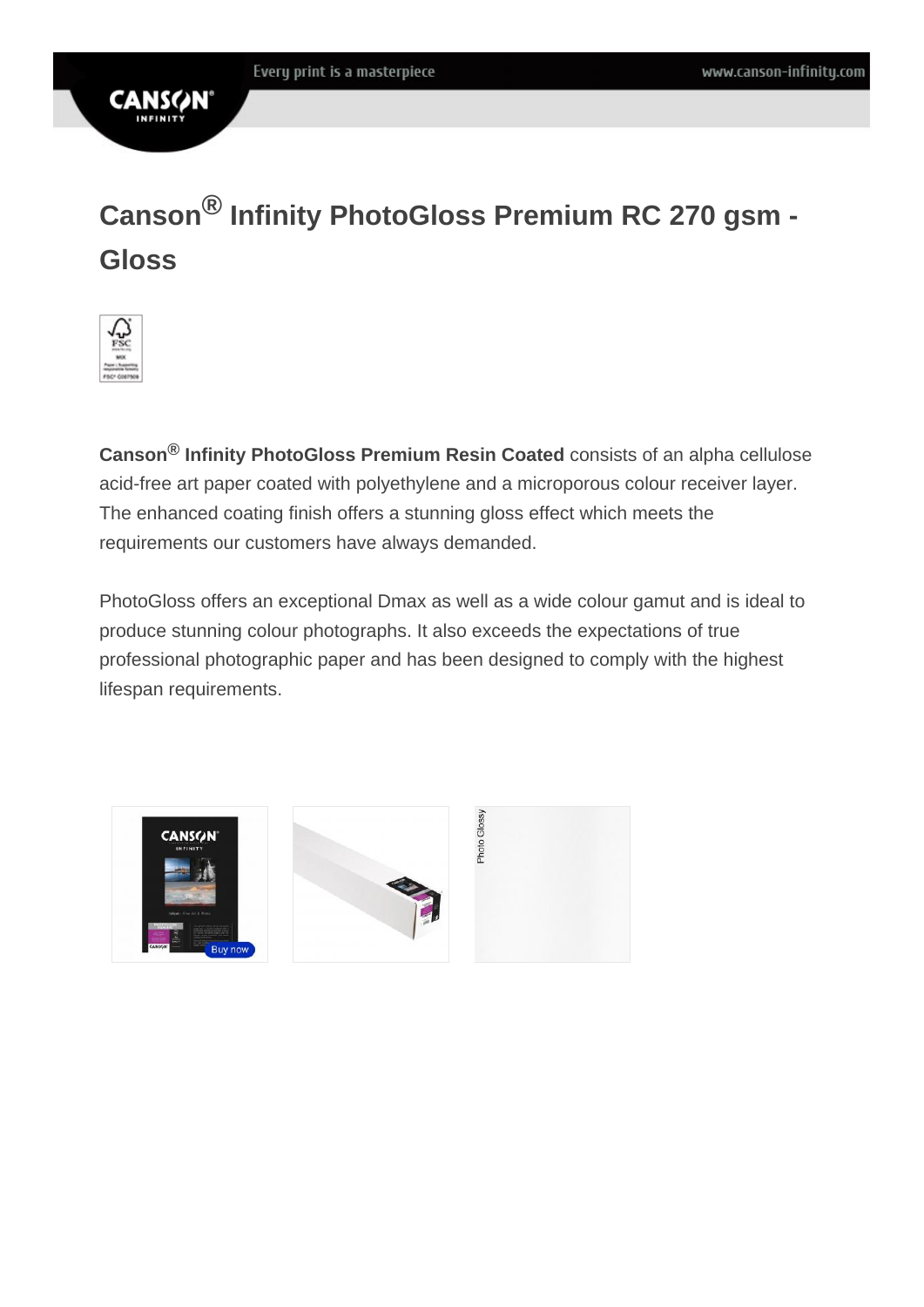# Canson® Infinity PhotoGloss Premium RC 270 gsm - Gloss

**Canson® Infinity PhotoGloss Premium Resin Coated** consists of an alpha cellulose acid-free art paper coated with polyethylene and a microporous colour receiver layer. The enhanced coating finish offers a stunning gloss effect which meets the requirements our customers have always demanded.

PhotoGloss offers an exceptional Dmax as well as a wide colour gamut and is ideal to produce stunning colour photographs. It also exceeds the expectations of true professional photographic paper and has been designed to comply with the highest lifespan requirements.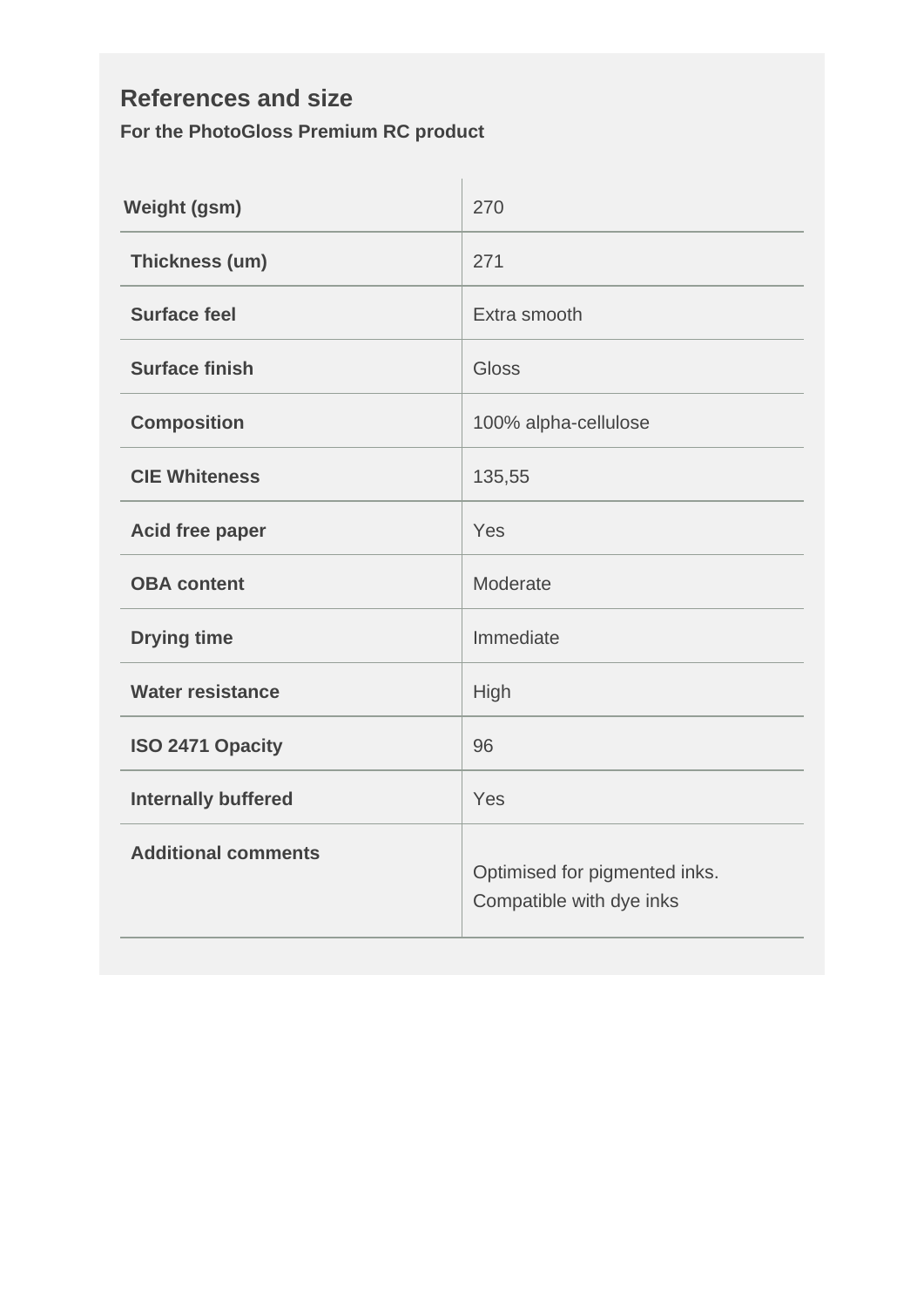## References and size

**For the PhotoGloss Premium RC product**

| | |
|---|---|
| **Weight (gsm)** | 270 |
| **Thickness (um)** | 271 |
| **Surface feel** | Extra smooth |
| **Surface finish** | Gloss |
| **Composition** | 100% alpha-cellulose |
| **CIE Whiteness** | 135,55 |
| **Acid free paper** | Yes |
| **OBA content** | Moderate |
| **Drying time** | Immediate |
| **Water resistance** | High |
| **ISO 2471 Opacity** | 96 |
| **Internally buffered** | Yes |
| **Additional comments** | Optimised for pigmented inks. Compatible with dye inks |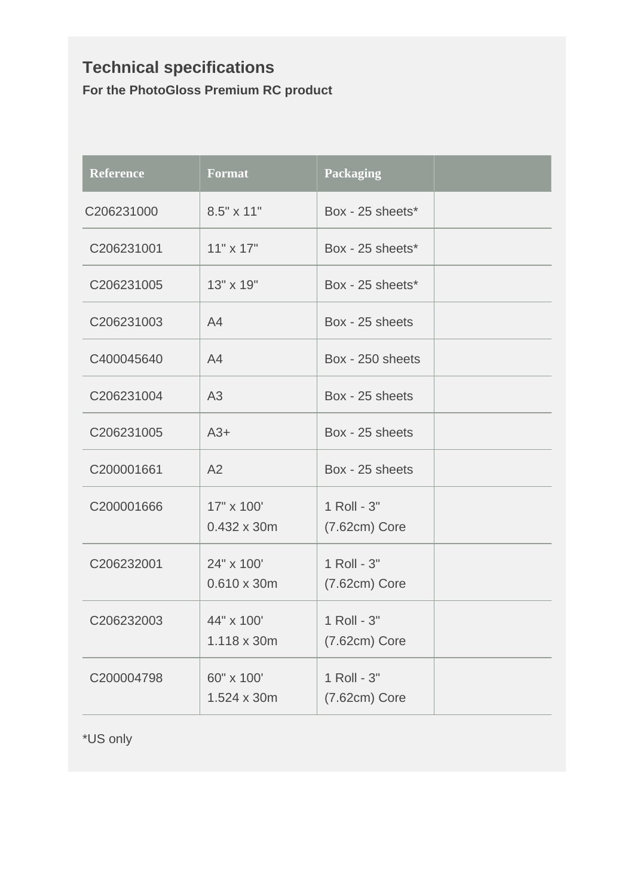## Technical specifications

**For the PhotoGloss Premium RC product**

| Reference | Format | Packaging | |
|---|---|---|---|
| C206231000 | 8.5" x 11" | Box - 25 sheets* | |
| C206231001 | 11" x 17" | Box - 25 sheets* | |
| C206231005 | 13" x 19" | Box - 25 sheets* | |
| C206231003 | A4 | Box - 25 sheets | |
| C400045640 | A4 | Box - 250 sheets | |
| C206231004 | A3 | Box - 25 sheets | |
| C206231005 | A3+ | Box - 25 sheets | |
| C200001661 | A2 | Box - 25 sheets | |
| C200001666 | 17" x 100'<br>0.432 x 30m | 1 Roll - 3" (7.62cm) Core | |
| C206232001 | 24" x 100'<br>0.610 x 30m | 1 Roll - 3" (7.62cm) Core | |
| C206232003 | 44" x 100'<br>1.118 x 30m | 1 Roll - 3" (7.62cm) Core | |
| C200004798 | 60" x 100'<br>1.524 x 30m | 1 Roll - 3" (7.62cm) Core | |

*US only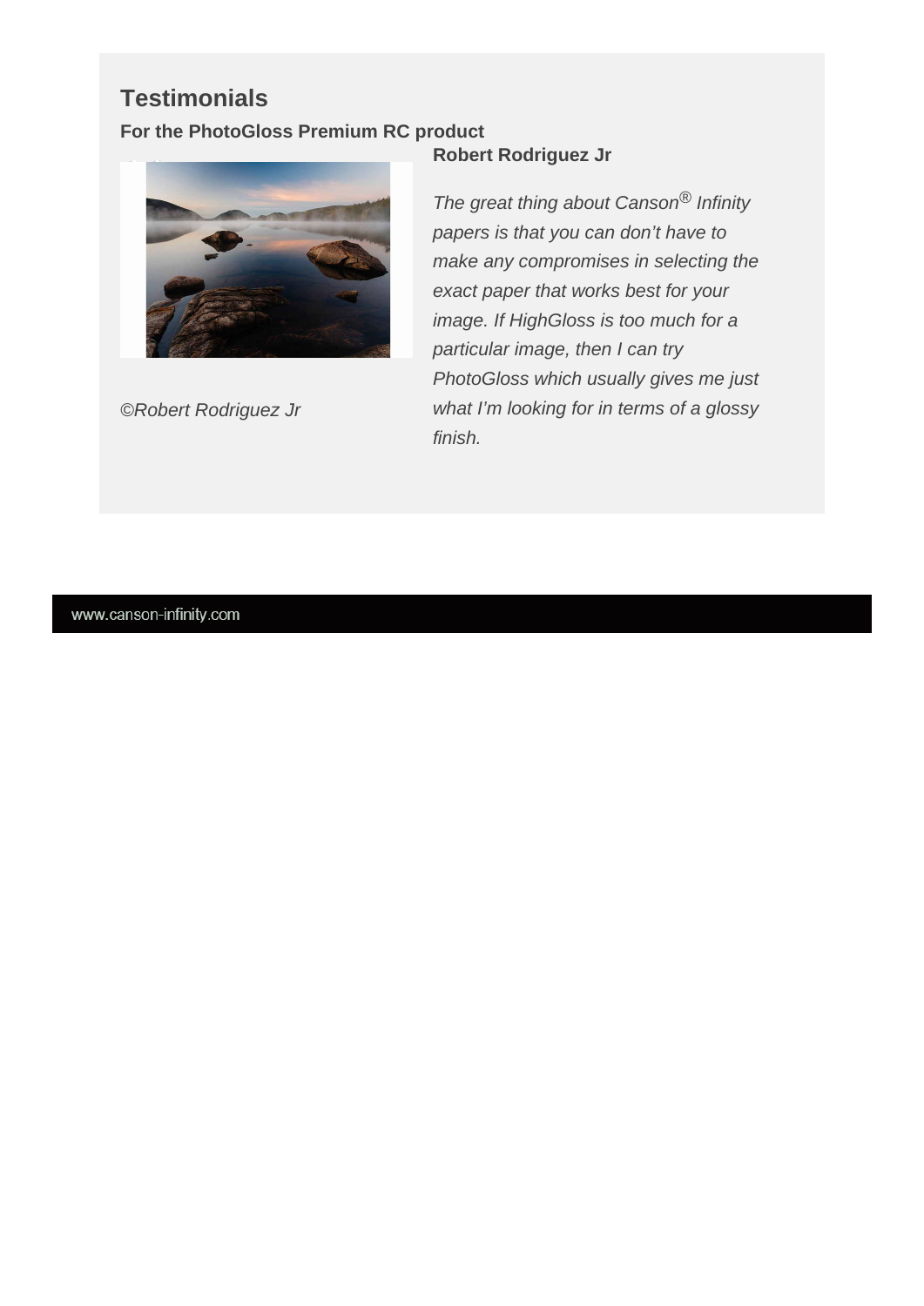## Testimonials

### For the PhotoGloss Premium RC product

©Robert Rodriguez Jr

**Robert Rodriguez Jr**

*The great thing about Canson® Infinity papers is that you can don't have to make any compromises in selecting the exact paper that works best for your image. If HighGloss is too much for a particular image, then I can try PhotoGloss which usually gives me just what I'm looking for in terms of a glossy finish.*

www.canson-infinity.com